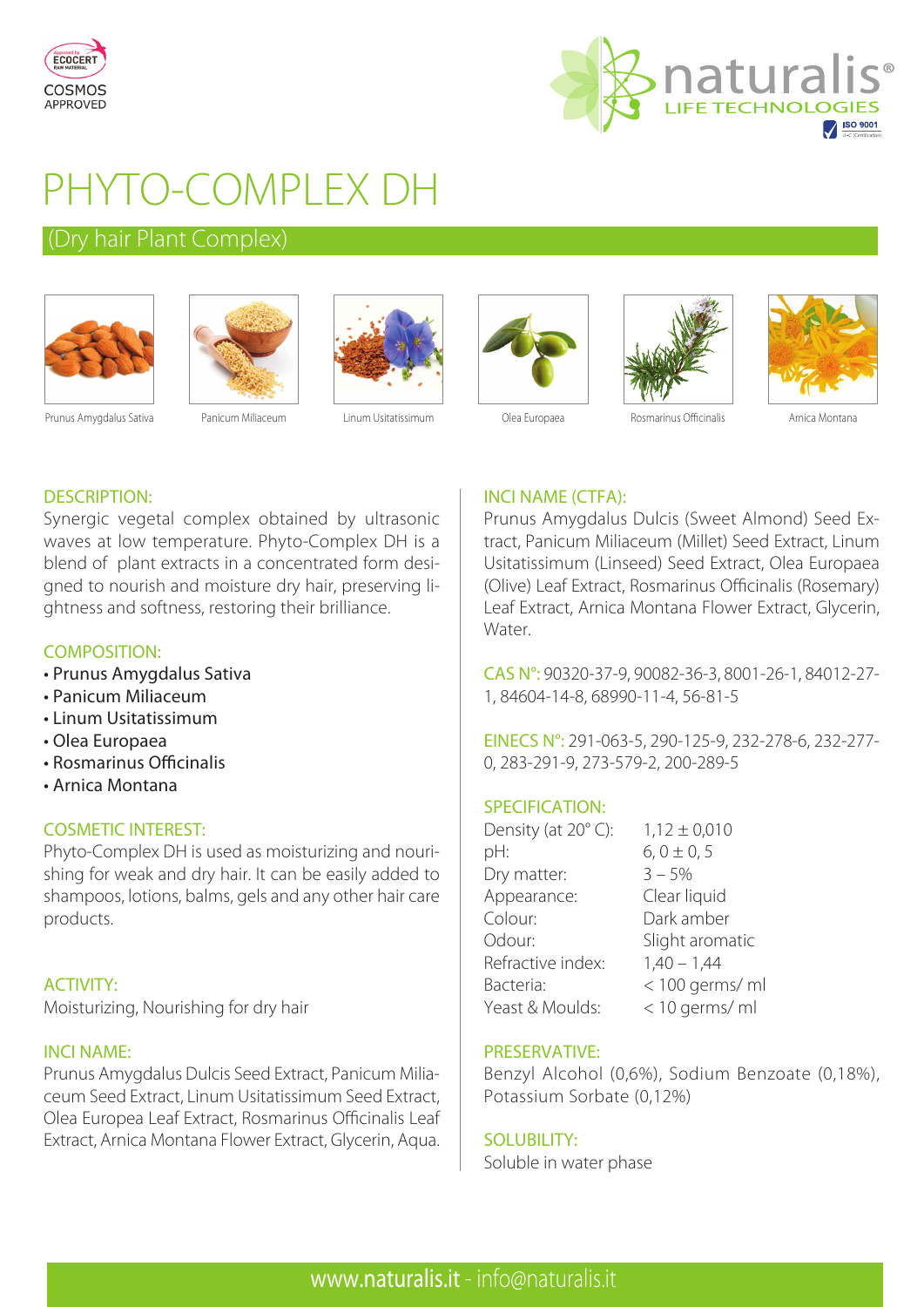ECOCERT COSMOS APPROVED

naturalis® LIFE TECHNOLOGIES

# PHYTO-COMPLEX DH

## (Dry hair Plant Complex)

Prunus Amygdalus Sativa — Panicum Miliaceum — Linum Usitatissimum — Olea Europaea — Rosmarinus Officinalis — Arnica Montana

### DESCRIPTION:

Synergic vegetal complex obtained by ultrasonic waves at low temperature. Phyto-Complex DH is a blend of plant extracts in a concentrated form designed to nourish and moisture dry hair, preserving lightness and softness, restoring their brilliance.

### COMPOSITION:

- Prunus Amygdalus Sativa
- Panicum Miliaceum
- Linum Usitatissimum
- Olea Europaea
- Rosmarinus Officinalis
- Arnica Montana

### COSMETIC INTEREST:

Phyto-Complex DH is used as moisturizing and nourishing for weak and dry hair. It can be easily added to shampoos, lotions, balms, gels and any other hair care products.

### ACTIVITY:

Moisturizing, Nourishing for dry hair

### INCI NAME:

Prunus Amygdalus Dulcis Seed Extract, Panicum Miliaceum Seed Extract, Linum Usitatissimum Seed Extract, Olea Europea Leaf Extract, Rosmarinus Officinalis Leaf Extract, Arnica Montana Flower Extract, Glycerin, Aqua.

### INCI NAME (CTFA):

Prunus Amygdalus Dulcis (Sweet Almond) Seed Extract, Panicum Miliaceum (Millet) Seed Extract, Linum Usitatissimum (Linseed) Seed Extract, Olea Europaea (Olive) Leaf Extract, Rosmarinus Officinalis (Rosemary) Leaf Extract, Arnica Montana Flower Extract, Glycerin, Water.

**CAS N°:** 90320-37-9, 90082-36-3, 8001-26-1, 84012-27-1, 84604-14-8, 68990-11-4, 56-81-5

**EINECS N°:** 291-063-5, 290-125-9, 232-278-6, 232-277-0, 283-291-9, 273-579-2, 200-289-5

### SPECIFICATION:

| | |
|---|---|
| Density (at 20° C): | 1,12 ± 0,010 |
| pH: | 6, 0 ± 0, 5 |
| Dry matter: | 3 – 5% |
| Appearance: | Clear liquid |
| Colour: | Dark amber |
| Odour: | Slight aromatic |
| Refractive index: | 1,40 – 1,44 |
| Bacteria: | < 100 germs/ ml |
| Yeast & Moulds: | < 10 germs/ ml |

### PRESERVATIVE:

Benzyl Alcohol (0,6%), Sodium Benzoate (0,18%), Potassium Sorbate (0,12%)

### SOLUBILITY:

Soluble in water phase

www.naturalis.it - info@naturalis.it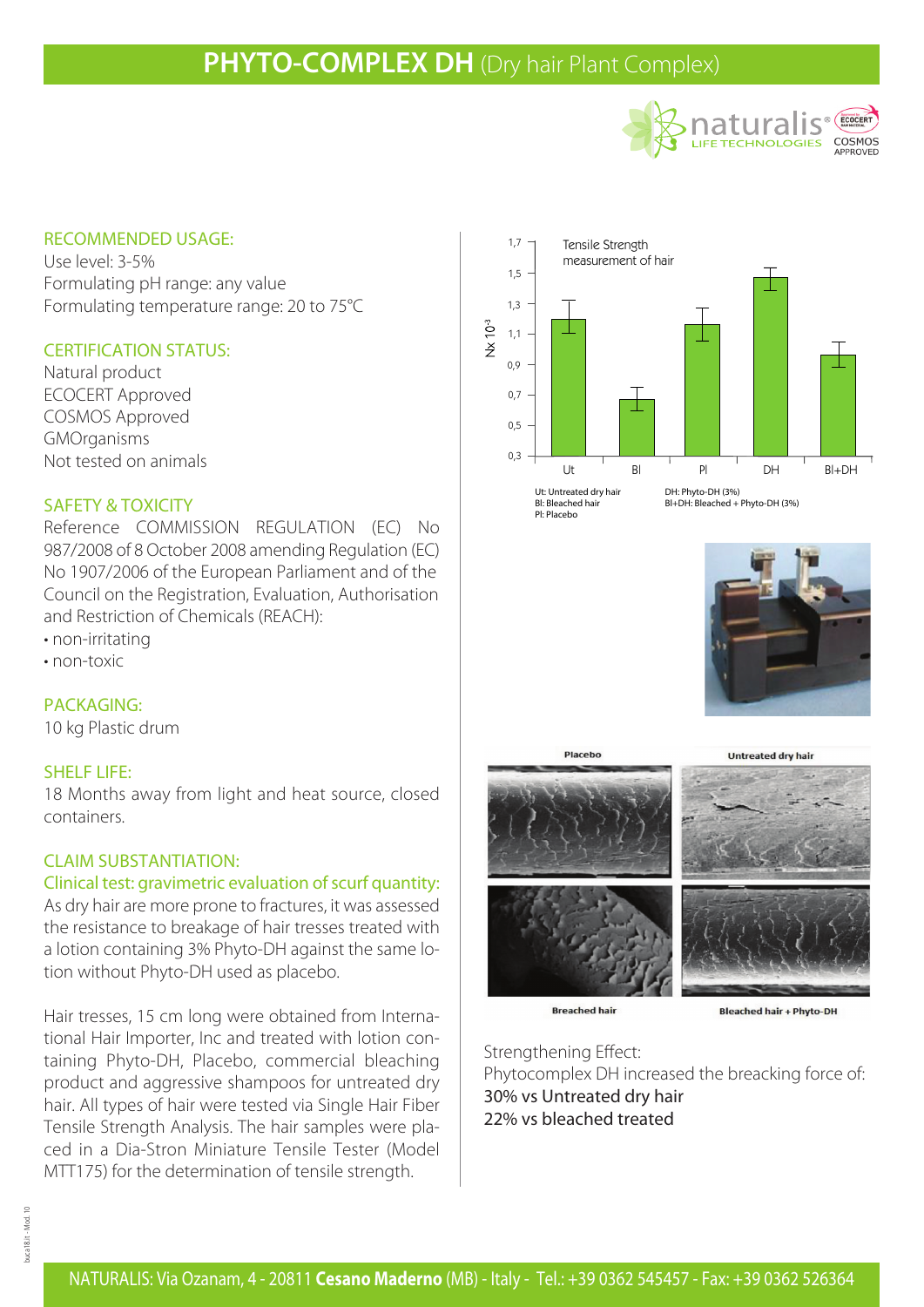# PHYTO-COMPLEX DH (Dry hair Plant Complex)

naturalis® LIFE TECHNOLOGIES

ECOCERT COSMOS APPROVED

## RECOMMENDED USAGE:

Use level: 3-5%
Formulating pH range: any value
Formulating temperature range: 20 to 75°C

## CERTIFICATION STATUS:

Natural product
ECOCERT Approved
COSMOS Approved
GMOrganisms
Not tested on animals

## SAFETY & TOXICITY

Reference COMMISSION REGULATION (EC) No 987/2008 of 8 October 2008 amending Regulation (EC) No 1907/2006 of the European Parliament and of the Council on the Registration, Evaluation, Authorisation and Restriction of Chemicals (REACH):

- non-irritating
- non-toxic

## PACKAGING:

10 kg Plastic drum

## SHELF LIFE:

18 Months away from light and heat source, closed containers.

## CLAIM SUBSTANTIATION:

### Clinical test: gravimetric evaluation of scurf quantity:

As dry hair are more prone to fractures, it was assessed the resistance to breakage of hair tresses treated with a lotion containing 3% Phyto-DH against the same lotion without Phyto-DH used as placebo.

Hair tresses, 15 cm long were obtained from International Hair Importer, Inc and treated with lotion containing Phyto-DH, Placebo, commercial bleaching product and aggressive shampoos for untreated dry hair. All types of hair were tested via Single Hair Fiber Tensile Strength Analysis. The hair samples were placed in a Dia-Stron Miniature Tensile Tester (Model MTT175) for the determination of tensile strength.

Tensile Strength measurement of hair

$N x 10^{-3}$

1,7
1,5
1,3
1,1
0,9
0,7
0,5
0,3

Ut
Bl
Pl
DH
Bl+DH

Ut: Untreated dry hair
Bl: Bleached hair
Pl: Placebo
DH: Phyto-DH (3%)
Bl+DH: Bleached + Phyto-DH (3%)

Placebo
Untreated dry hair
Breached hair
Bleached hair + Phyto-DH

Strengthening Effect:
Phytocomplex DH increased the breacking force of:
30% vs Untreated dry hair
22% vs bleached treated

NATURALIS: Via Ozanam, 4 - 20811 **Cesano Maderno** (MB) - Italy - Tel.: +39 0362 545457 - Fax: +39 0362 526364